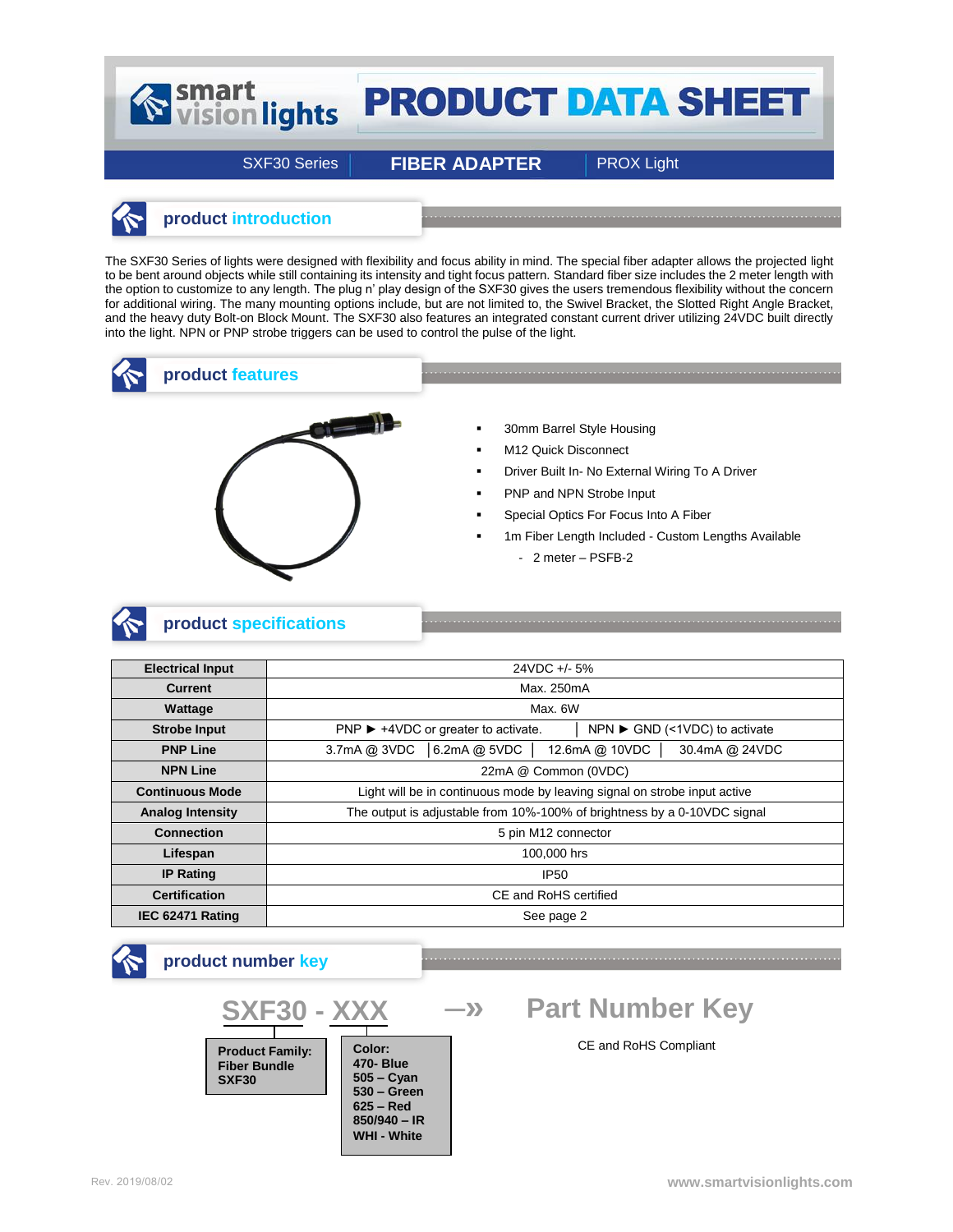# PRODUCT DATA SHEET

SXF30 Series | **FIBER ADAPTER** | PROX Light

## product introduction

The SXF30 Series of lights were designed with flexibility and focus ability in mind. The special fiber adapter allows the projected light to be bent around objects while still containing its intensity and tight focus pattern. Standard fiber size includes the 2 meter length with the option to customize to any length. The plug n' play design of the SXF30 gives the users tremendous flexibility without the concern for additional wiring. The many mounting options include, but are not limited to, the Swivel Bracket, the Slotted Right Angle Bracket, and the heavy duty Bolt-on Block Mount. The SXF30 also features an integrated constant current driver utilizing 24VDC built directly into the light. NPN or PNP strobe triggers can be used to control the pulse of the light.

## product features

- 30mm Barrel Style Housing
- M12 Quick Disconnect
- Driver Built In- No External Wiring To A Driver
- PNP and NPN Strobe Input
- Special Optics For Focus Into A Fiber
- 1m Fiber Length Included - Custom Lengths Available
  - 2 meter – PSFB-2

## product specifications

| | |
|---|---|
| **Electrical Input** | 24VDC +/- 5% |
| **Current** | Max. 250mA |
| **Wattage** | Max. 6W |
| **Strobe Input** | PNP ► +4VDC or greater to activate. \| NPN ► GND (<1VDC) to activate |
| **PNP Line** | 3.7mA @ 3VDC \| 6.2mA @ 5VDC \| 12.6mA @ 10VDC \| 30.4mA @ 24VDC |
| **NPN Line** | 22mA @ Common (0VDC) |
| **Continuous Mode** | Light will be in continuous mode by leaving signal on strobe input active |
| **Analog Intensity** | The output is adjustable from 10%-100% of brightness by a 0-10VDC signal |
| **Connection** | 5 pin M12 connector |
| **Lifespan** | 100,000 hrs |
| **IP Rating** | IP50 |
| **Certification** | CE and RoHS certified |
| **IEC 62471 Rating** | See page 2 |

## product number key

**SXF30 - XXX** —» **Part Number Key**

CE and RoHS Compliant

**Product Family:**
**Fiber Bundle**
**SXF30**

**Color:**
**470- Blue**
**505 – Cyan**
**530 – Green**
**625 – Red**
**850/940 – IR**
**WHI - White**

Rev. 2019/08/02

www.smartvisionlights.com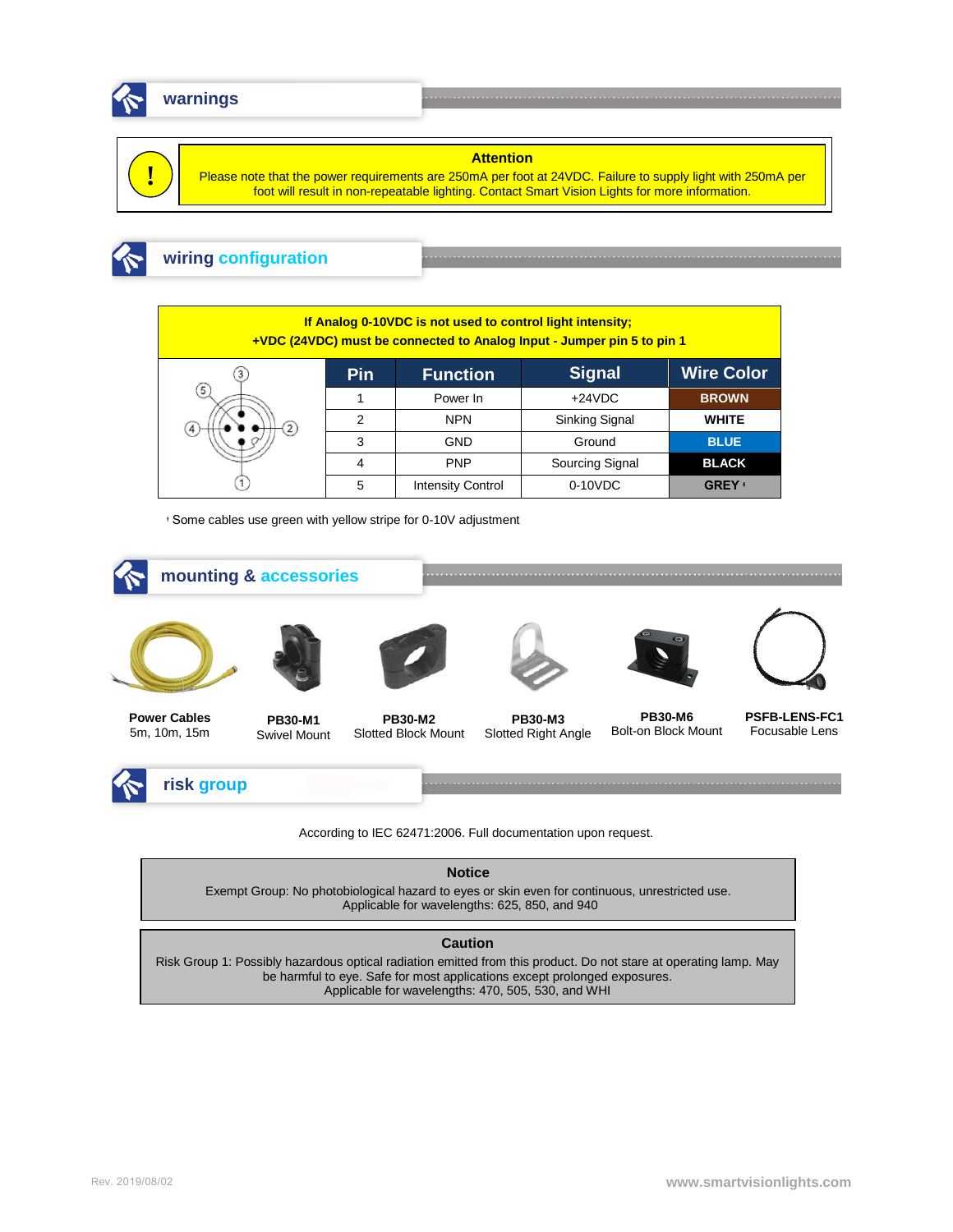## warnings

**Attention**

Please note that the power requirements are 250mA per foot at 24VDC. Failure to supply light with 250mA per foot will result in non-repeatable lighting. Contact Smart Vision Lights for more information.

## wiring configuration

**If Analog 0-10VDC is not used to control light intensity;**
**+VDC (24VDC) must be connected to Analog Input - Jumper pin 5 to pin 1**

| Pin | Function | Signal | Wire Color |
|---|---|---|---|
| 1 | Power In | +24VDC | BROWN |
| 2 | NPN | Sinking Signal | WHITE |
| 3 | GND | Ground | BLUE |
| 4 | PNP | Sourcing Signal | BLACK |
| 5 | Intensity Control | 0-10VDC | GREY ᑊ |

ᑊ Some cables use green with yellow stripe for 0-10V adjustment

## mounting & accessories

**Power Cables**
5m, 10m, 15m

**PB30-M1**
Swivel Mount

**PB30-M2**
Slotted Block Mount

**PB30-M3**
Slotted Right Angle

**PB30-M6**
Bolt-on Block Mount

**PSFB-LENS-FC1**
Focusable Lens

## risk group

According to IEC 62471:2006. Full documentation upon request.

**Notice**

Exempt Group: No photobiological hazard to eyes or skin even for continuous, unrestricted use.
Applicable for wavelengths: 625, 850, and 940

**Caution**

Risk Group 1: Possibly hazardous optical radiation emitted from this product. Do not stare at operating lamp. May be harmful to eye. Safe for most applications except prolonged exposures.
Applicable for wavelengths: 470, 505, 530, and WHI

Rev. 2019/08/02

www.smartvisionlights.com